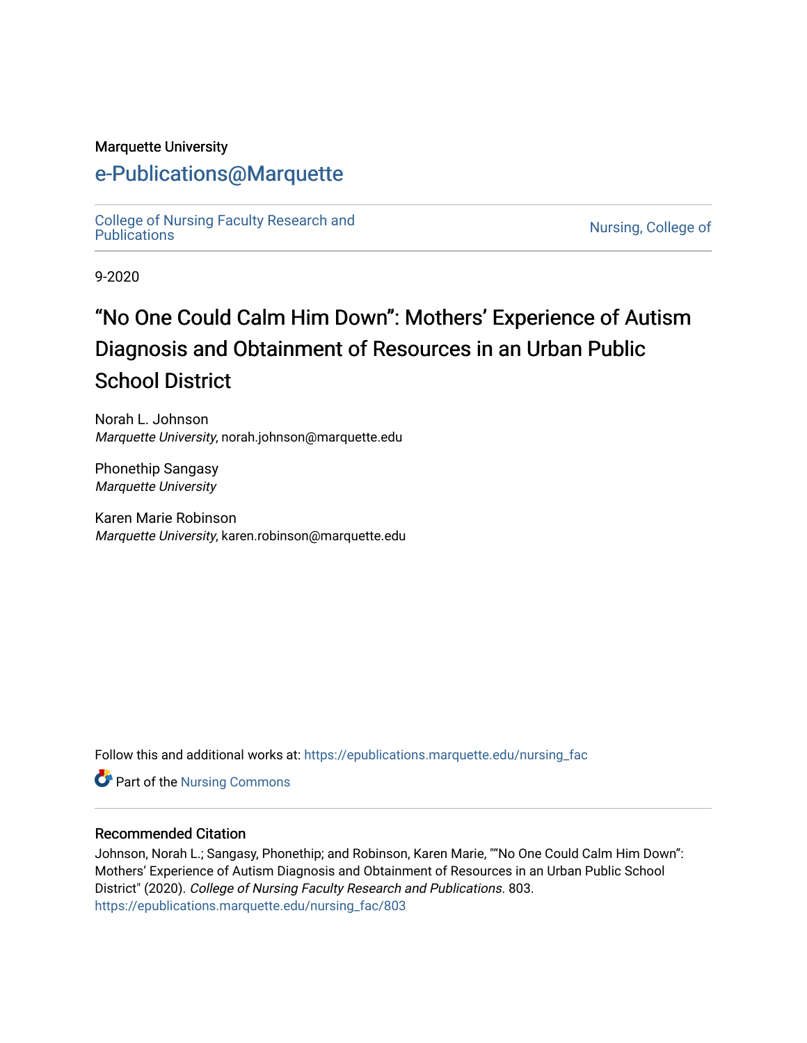Marquette University

# e-Publications@Marquette

College of Nursing Faculty Research and Publications

Nursing, College of

9-2020

# "No One Could Calm Him Down": Mothers' Experience of Autism Diagnosis and Obtainment of Resources in an Urban Public School District

Norah L. Johnson
*Marquette University*, norah.johnson@marquette.edu

Phonethip Sangasy
*Marquette University*

Karen Marie Robinson
*Marquette University*, karen.robinson@marquette.edu

Follow this and additional works at: https://epublications.marquette.edu/nursing_fac

Part of the Nursing Commons

## Recommended Citation

Johnson, Norah L.; Sangasy, Phonethip; and Robinson, Karen Marie, ""No One Could Calm Him Down": Mothers' Experience of Autism Diagnosis and Obtainment of Resources in an Urban Public School District" (2020). *College of Nursing Faculty Research and Publications*. 803.
https://epublications.marquette.edu/nursing_fac/803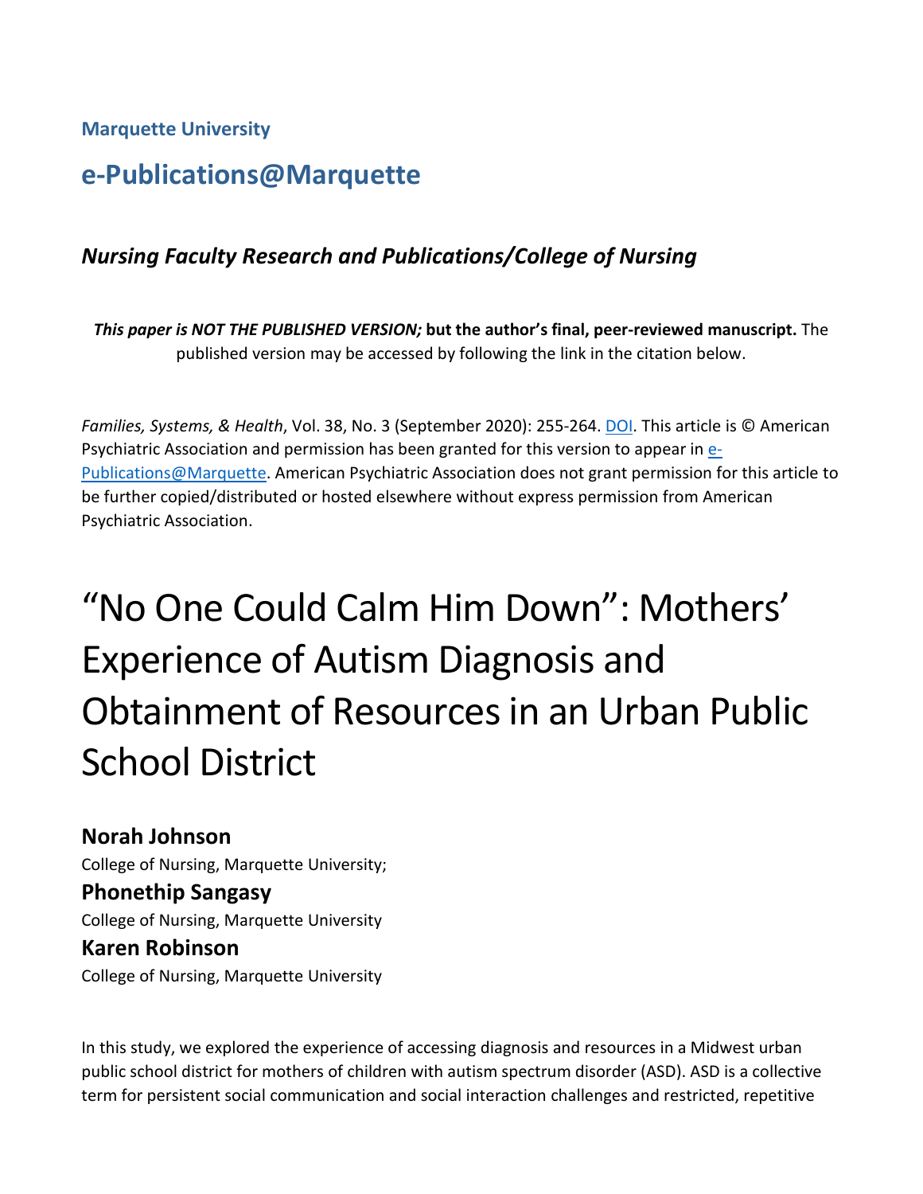Marquette University

# e-Publications@Marquette

### *Nursing Faculty Research and Publications/College of Nursing*

***This paper is NOT THE PUBLISHED VERSION;* but the author's final, peer-reviewed manuscript.** The published version may be accessed by following the link in the citation below.

*Families, Systems, & Health*, Vol. 38, No. 3 (September 2020): 255-264. DOI. This article is © American Psychiatric Association and permission has been granted for this version to appear in e-Publications@Marquette. American Psychiatric Association does not grant permission for this article to be further copied/distributed or hosted elsewhere without express permission from American Psychiatric Association.

# "No One Could Calm Him Down": Mothers' Experience of Autism Diagnosis and Obtainment of Resources in an Urban Public School District

**Norah Johnson**
College of Nursing, Marquette University;

**Phonethip Sangasy**
College of Nursing, Marquette University

**Karen Robinson**
College of Nursing, Marquette University

In this study, we explored the experience of accessing diagnosis and resources in a Midwest urban public school district for mothers of children with autism spectrum disorder (ASD). ASD is a collective term for persistent social communication and social interaction challenges and restricted, repetitive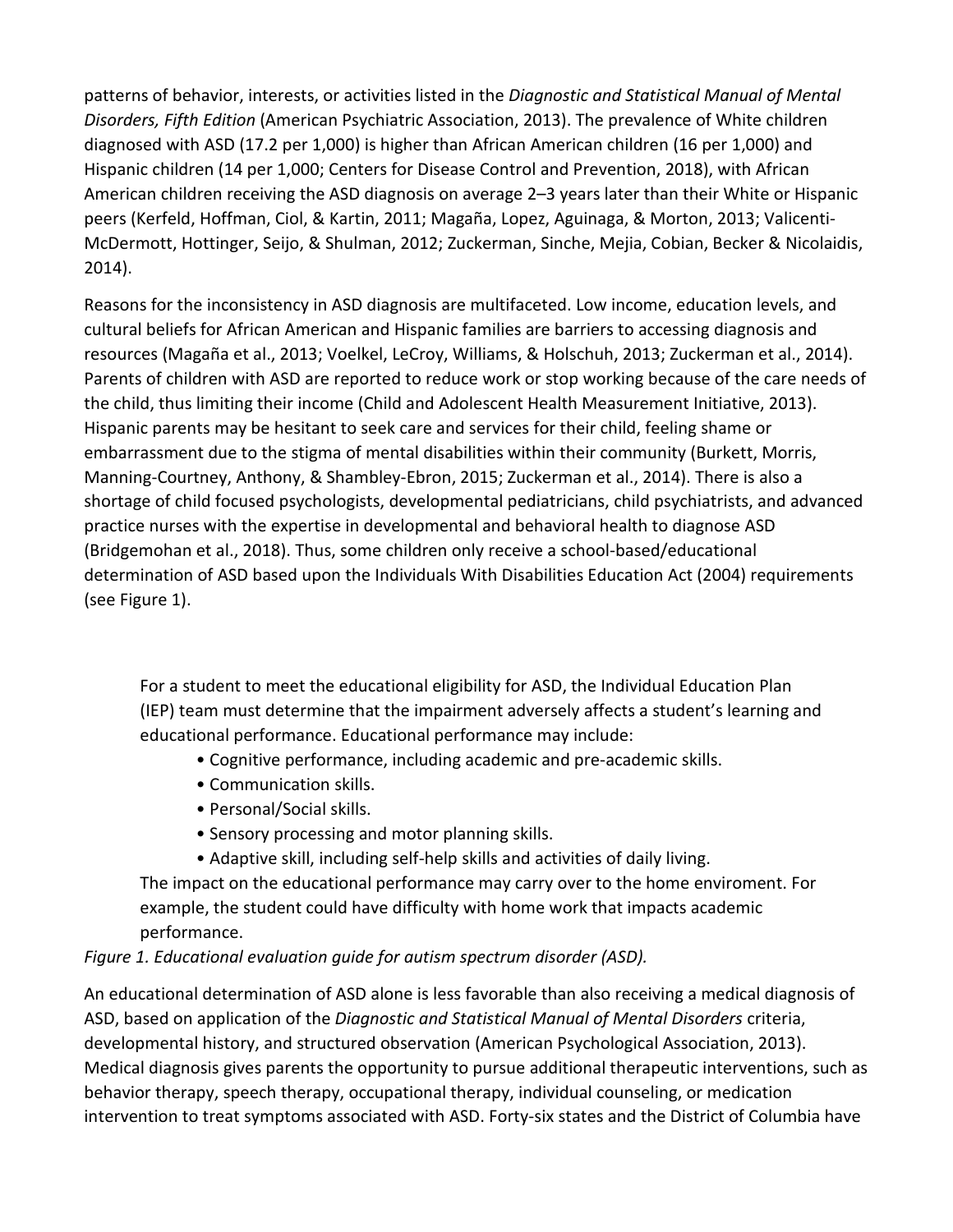patterns of behavior, interests, or activities listed in the *Diagnostic and Statistical Manual of Mental Disorders, Fifth Edition* (American Psychiatric Association, 2013). The prevalence of White children diagnosed with ASD (17.2 per 1,000) is higher than African American children (16 per 1,000) and Hispanic children (14 per 1,000; Centers for Disease Control and Prevention, 2018), with African American children receiving the ASD diagnosis on average 2–3 years later than their White or Hispanic peers (Kerfeld, Hoffman, Ciol, & Kartin, 2011; Magaña, Lopez, Aguinaga, & Morton, 2013; Valicenti-McDermott, Hottinger, Seijo, & Shulman, 2012; Zuckerman, Sinche, Mejia, Cobian, Becker & Nicolaidis, 2014).

Reasons for the inconsistency in ASD diagnosis are multifaceted. Low income, education levels, and cultural beliefs for African American and Hispanic families are barriers to accessing diagnosis and resources (Magaña et al., 2013; Voelkel, LeCroy, Williams, & Holschuh, 2013; Zuckerman et al., 2014). Parents of children with ASD are reported to reduce work or stop working because of the care needs of the child, thus limiting their income (Child and Adolescent Health Measurement Initiative, 2013). Hispanic parents may be hesitant to seek care and services for their child, feeling shame or embarrassment due to the stigma of mental disabilities within their community (Burkett, Morris, Manning-Courtney, Anthony, & Shambley-Ebron, 2015; Zuckerman et al., 2014). There is also a shortage of child focused psychologists, developmental pediatricians, child psychiatrists, and advanced practice nurses with the expertise in developmental and behavioral health to diagnose ASD (Bridgemohan et al., 2018). Thus, some children only receive a school-based/educational determination of ASD based upon the Individuals With Disabilities Education Act (2004) requirements (see Figure 1).

> For a student to meet the educational eligibility for ASD, the Individual Education Plan (IEP) team must determine that the impairment adversely affects a student's learning and educational performance. Educational performance may include:
>
> - Cognitive performance, including academic and pre-academic skills.
> - Communication skills.
> - Personal/Social skills.
> - Sensory processing and motor planning skills.
> - Adaptive skill, including self-help skills and activities of daily living.
>
> The impact on the educational performance may carry over to the home enviroment. For example, the student could have difficulty with home work that impacts academic performance.

*Figure 1. Educational evaluation guide for autism spectrum disorder (ASD).*

An educational determination of ASD alone is less favorable than also receiving a medical diagnosis of ASD, based on application of the *Diagnostic and Statistical Manual of Mental Disorders* criteria, developmental history, and structured observation (American Psychological Association, 2013). Medical diagnosis gives parents the opportunity to pursue additional therapeutic interventions, such as behavior therapy, speech therapy, occupational therapy, individual counseling, or medication intervention to treat symptoms associated with ASD. Forty-six states and the District of Columbia have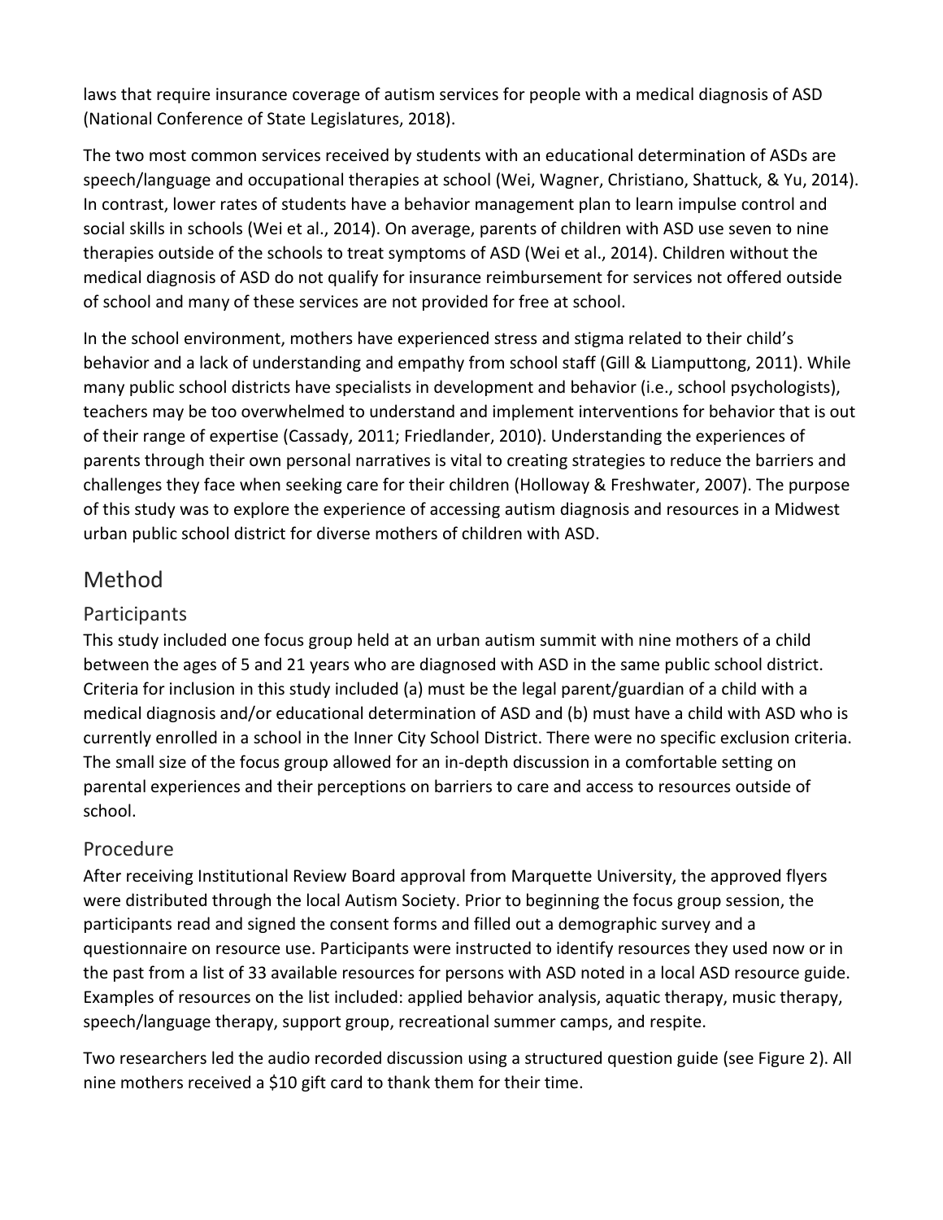laws that require insurance coverage of autism services for people with a medical diagnosis of ASD (National Conference of State Legislatures, 2018).

The two most common services received by students with an educational determination of ASDs are speech/language and occupational therapies at school (Wei, Wagner, Christiano, Shattuck, & Yu, 2014). In contrast, lower rates of students have a behavior management plan to learn impulse control and social skills in schools (Wei et al., 2014). On average, parents of children with ASD use seven to nine therapies outside of the schools to treat symptoms of ASD (Wei et al., 2014). Children without the medical diagnosis of ASD do not qualify for insurance reimbursement for services not offered outside of school and many of these services are not provided for free at school.

In the school environment, mothers have experienced stress and stigma related to their child's behavior and a lack of understanding and empathy from school staff (Gill & Liamputtong, 2011). While many public school districts have specialists in development and behavior (i.e., school psychologists), teachers may be too overwhelmed to understand and implement interventions for behavior that is out of their range of expertise (Cassady, 2011; Friedlander, 2010). Understanding the experiences of parents through their own personal narratives is vital to creating strategies to reduce the barriers and challenges they face when seeking care for their children (Holloway & Freshwater, 2007). The purpose of this study was to explore the experience of accessing autism diagnosis and resources in a Midwest urban public school district for diverse mothers of children with ASD.

# Method

## Participants

This study included one focus group held at an urban autism summit with nine mothers of a child between the ages of 5 and 21 years who are diagnosed with ASD in the same public school district. Criteria for inclusion in this study included (a) must be the legal parent/guardian of a child with a medical diagnosis and/or educational determination of ASD and (b) must have a child with ASD who is currently enrolled in a school in the Inner City School District. There were no specific exclusion criteria. The small size of the focus group allowed for an in-depth discussion in a comfortable setting on parental experiences and their perceptions on barriers to care and access to resources outside of school.

## Procedure

After receiving Institutional Review Board approval from Marquette University, the approved flyers were distributed through the local Autism Society. Prior to beginning the focus group session, the participants read and signed the consent forms and filled out a demographic survey and a questionnaire on resource use. Participants were instructed to identify resources they used now or in the past from a list of 33 available resources for persons with ASD noted in a local ASD resource guide. Examples of resources on the list included: applied behavior analysis, aquatic therapy, music therapy, speech/language therapy, support group, recreational summer camps, and respite.

Two researchers led the audio recorded discussion using a structured question guide (see Figure 2). All nine mothers received a $10 gift card to thank them for their time.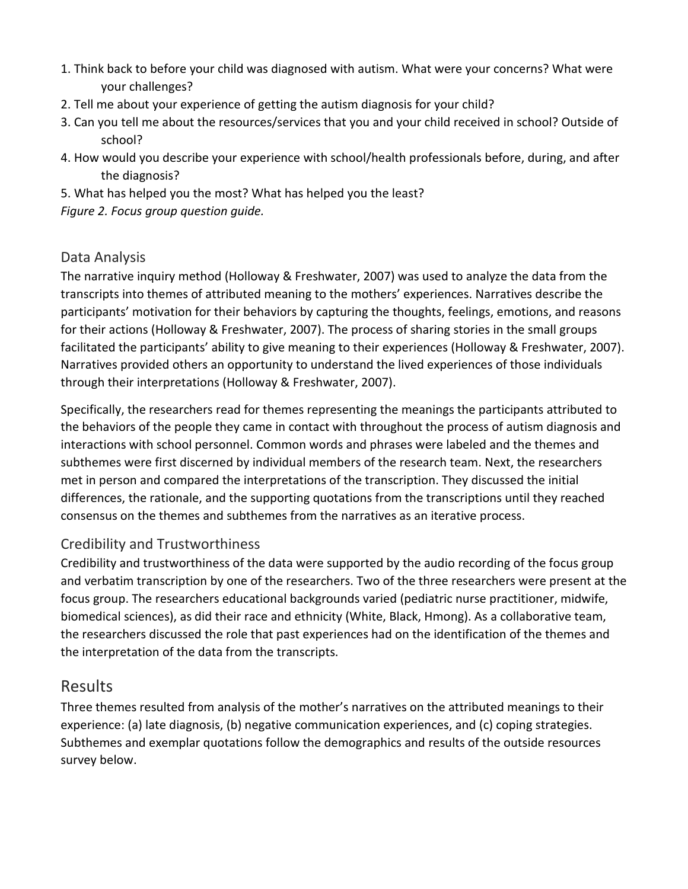1. Think back to before your child was diagnosed with autism. What were your concerns? What were your challenges?
2. Tell me about your experience of getting the autism diagnosis for your child?
3. Can you tell me about the resources/services that you and your child received in school? Outside of school?
4. How would you describe your experience with school/health professionals before, during, and after the diagnosis?
5. What has helped you the most? What has helped you the least?

*Figure 2. Focus group question guide.*

## Data Analysis

The narrative inquiry method (Holloway & Freshwater, 2007) was used to analyze the data from the transcripts into themes of attributed meaning to the mothers' experiences. Narratives describe the participants' motivation for their behaviors by capturing the thoughts, feelings, emotions, and reasons for their actions (Holloway & Freshwater, 2007). The process of sharing stories in the small groups facilitated the participants' ability to give meaning to their experiences (Holloway & Freshwater, 2007). Narratives provided others an opportunity to understand the lived experiences of those individuals through their interpretations (Holloway & Freshwater, 2007).

Specifically, the researchers read for themes representing the meanings the participants attributed to the behaviors of the people they came in contact with throughout the process of autism diagnosis and interactions with school personnel. Common words and phrases were labeled and the themes and subthemes were first discerned by individual members of the research team. Next, the researchers met in person and compared the interpretations of the transcription. They discussed the initial differences, the rationale, and the supporting quotations from the transcriptions until they reached consensus on the themes and subthemes from the narratives as an iterative process.

## Credibility and Trustworthiness

Credibility and trustworthiness of the data were supported by the audio recording of the focus group and verbatim transcription by one of the researchers. Two of the three researchers were present at the focus group. The researchers educational backgrounds varied (pediatric nurse practitioner, midwife, biomedical sciences), as did their race and ethnicity (White, Black, Hmong). As a collaborative team, the researchers discussed the role that past experiences had on the identification of the themes and the interpretation of the data from the transcripts.

# Results

Three themes resulted from analysis of the mother's narratives on the attributed meanings to their experience: (a) late diagnosis, (b) negative communication experiences, and (c) coping strategies. Subthemes and exemplar quotations follow the demographics and results of the outside resources survey below.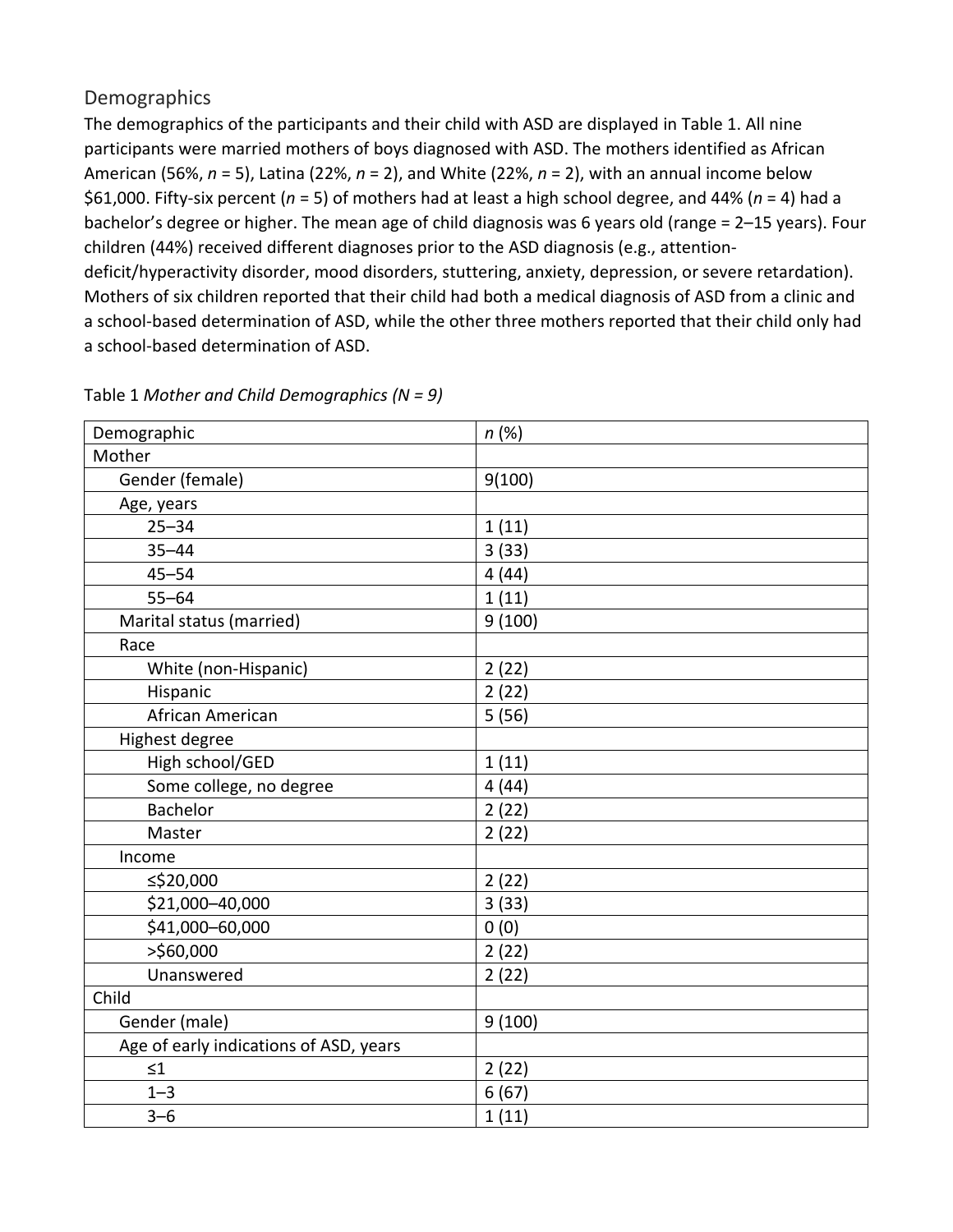## Demographics

The demographics of the participants and their child with ASD are displayed in Table 1. All nine participants were married mothers of boys diagnosed with ASD. The mothers identified as African American (56%, *n* = 5), Latina (22%, *n* = 2), and White (22%, *n* = 2), with an annual income below $61,000. Fifty-six percent (*n* = 5) of mothers had at least a high school degree, and 44% (*n* = 4) had a bachelor's degree or higher. The mean age of child diagnosis was 6 years old (range = 2–15 years). Four children (44%) received different diagnoses prior to the ASD diagnosis (e.g., attention-deficit/hyperactivity disorder, mood disorders, stuttering, anxiety, depression, or severe retardation). Mothers of six children reported that their child had both a medical diagnosis of ASD from a clinic and a school-based determination of ASD, while the other three mothers reported that their child only had a school-based determination of ASD.

Table 1 *Mother and Child Demographics (N = 9)*

| Demographic | *n* (%) |
|---|---|
| Mother | |
| Gender (female) | 9(100) |
| Age, years | |
| 25–34 | 1 (11) |
| 35–44 | 3 (33) |
| 45–54 | 4 (44) |
| 55–64 | 1 (11) |
| Marital status (married) | 9 (100) |
| Race | |
| White (non-Hispanic) | 2 (22) |
| Hispanic | 2 (22) |
| African American | 5 (56) |
| Highest degree | |
| High school/GED | 1 (11) |
| Some college, no degree | 4 (44) |
| Bachelor | 2 (22) |
| Master | 2 (22) |
| Income | |
| ≤$20,000 | 2 (22) |
| $21,000–40,000 | 3 (33) |
| $41,000–60,000 | 0 (0) |
| >$60,000 | 2 (22) |
| Unanswered | 2 (22) |
| Child | |
| Gender (male) | 9 (100) |
| Age of early indications of ASD, years | |
| ≤1 | 2 (22) |
| 1–3 | 6 (67) |
| 3–6 | 1 (11) |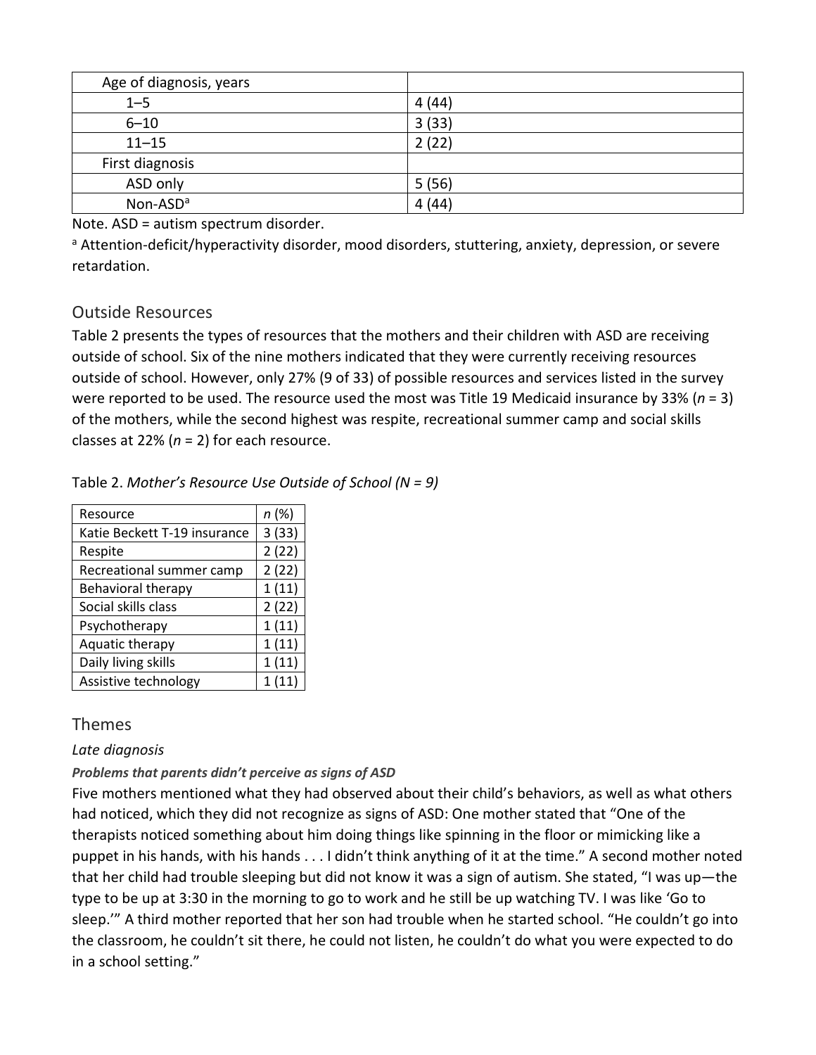| Age of diagnosis, years | |
|---|---|
| 1–5 | 4 (44) |
| 6–10 | 3 (33) |
| 11–15 | 2 (22) |
| First diagnosis | |
| ASD only | 5 (56) |
| Non-ASD[a] | 4 (44) |

Note. ASD = autism spectrum disorder.

[a] Attention-deficit/hyperactivity disorder, mood disorders, stuttering, anxiety, depression, or severe retardation.

## Outside Resources

Table 2 presents the types of resources that the mothers and their children with ASD are receiving outside of school. Six of the nine mothers indicated that they were currently receiving resources outside of school. However, only 27% (9 of 33) of possible resources and services listed in the survey were reported to be used. The resource used the most was Title 19 Medicaid insurance by 33% (*n* = 3) of the mothers, while the second highest was respite, recreational summer camp and social skills classes at 22% (*n* = 2) for each resource.

Table 2. *Mother's Resource Use Outside of School (N = 9)*

| Resource | *n* (%) |
|---|---|
| Katie Beckett T-19 insurance | 3 (33) |
| Respite | 2 (22) |
| Recreational summer camp | 2 (22) |
| Behavioral therapy | 1 (11) |
| Social skills class | 2 (22) |
| Psychotherapy | 1 (11) |
| Aquatic therapy | 1 (11) |
| Daily living skills | 1 (11) |
| Assistive technology | 1 (11) |

## Themes

### *Late diagnosis*

#### ***Problems that parents didn't perceive as signs of ASD***

Five mothers mentioned what they had observed about their child's behaviors, as well as what others had noticed, which they did not recognize as signs of ASD: One mother stated that "One of the therapists noticed something about him doing things like spinning in the floor or mimicking like a puppet in his hands, with his hands . . . I didn't think anything of it at the time." A second mother noted that her child had trouble sleeping but did not know it was a sign of autism. She stated, "I was up—the type to be up at 3:30 in the morning to go to work and he still be up watching TV. I was like 'Go to sleep.'" A third mother reported that her son had trouble when he started school. "He couldn't go into the classroom, he couldn't sit there, he could not listen, he couldn't do what you were expected to do in a school setting."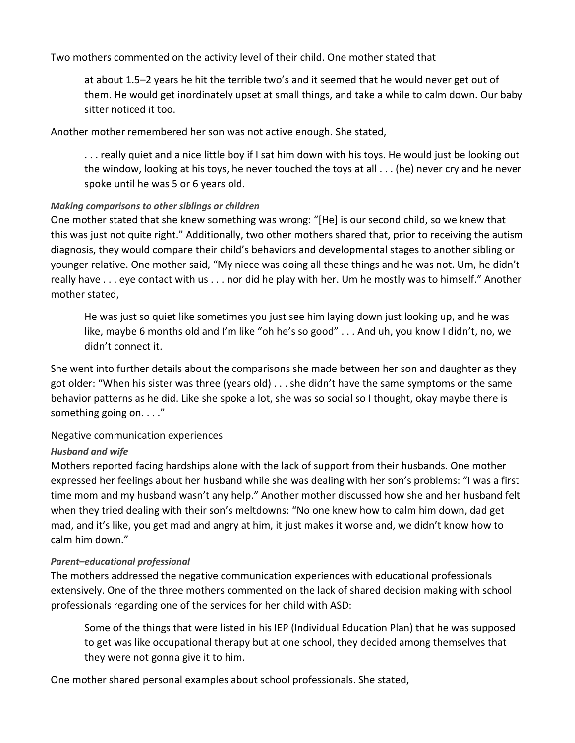Two mothers commented on the activity level of their child. One mother stated that

> at about 1.5–2 years he hit the terrible two's and it seemed that he would never get out of them. He would get inordinately upset at small things, and take a while to calm down. Our baby sitter noticed it too.

Another mother remembered her son was not active enough. She stated,

> . . . really quiet and a nice little boy if I sat him down with his toys. He would just be looking out the window, looking at his toys, he never touched the toys at all . . . (he) never cry and he never spoke until he was 5 or 6 years old.

#### *Making comparisons to other siblings or children*

One mother stated that she knew something was wrong: "[He] is our second child, so we knew that this was just not quite right." Additionally, two other mothers shared that, prior to receiving the autism diagnosis, they would compare their child's behaviors and developmental stages to another sibling or younger relative. One mother said, "My niece was doing all these things and he was not. Um, he didn't really have . . . eye contact with us . . . nor did he play with her. Um he mostly was to himself." Another mother stated,

> He was just so quiet like sometimes you just see him laying down just looking up, and he was like, maybe 6 months old and I'm like "oh he's so good" . . . And uh, you know I didn't, no, we didn't connect it.

She went into further details about the comparisons she made between her son and daughter as they got older: "When his sister was three (years old) . . . she didn't have the same symptoms or the same behavior patterns as he did. Like she spoke a lot, she was so social so I thought, okay maybe there is something going on. . . ."

### Negative communication experiences

#### *Husband and wife*

Mothers reported facing hardships alone with the lack of support from their husbands. One mother expressed her feelings about her husband while she was dealing with her son's problems: "I was a first time mom and my husband wasn't any help." Another mother discussed how she and her husband felt when they tried dealing with their son's meltdowns: "No one knew how to calm him down, dad get mad, and it's like, you get mad and angry at him, it just makes it worse and, we didn't know how to calm him down."

#### *Parent–educational professional*

The mothers addressed the negative communication experiences with educational professionals extensively. One of the three mothers commented on the lack of shared decision making with school professionals regarding one of the services for her child with ASD:

> Some of the things that were listed in his IEP (Individual Education Plan) that he was supposed to get was like occupational therapy but at one school, they decided among themselves that they were not gonna give it to him.

One mother shared personal examples about school professionals. She stated,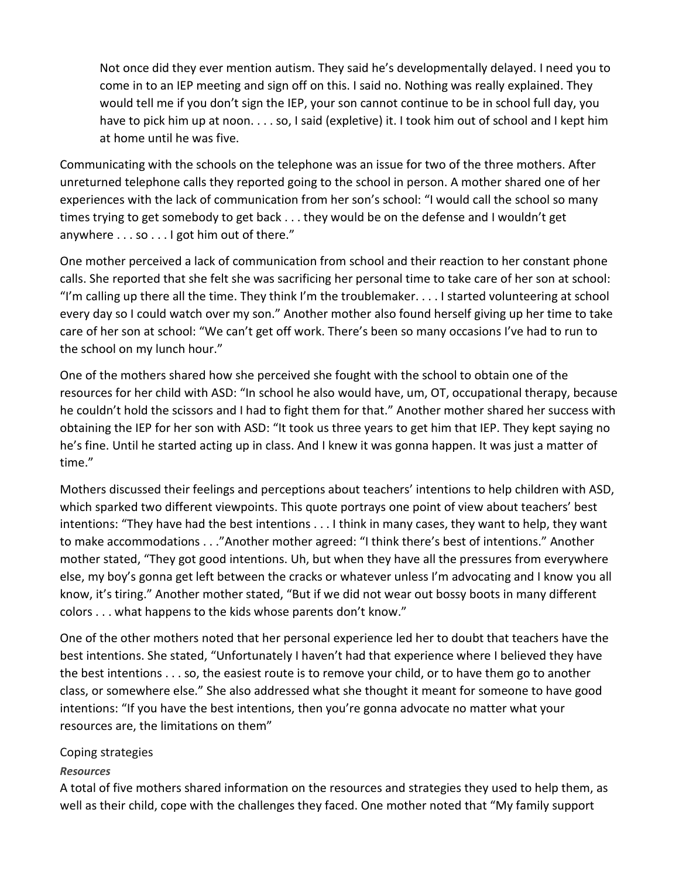> Not once did they ever mention autism. They said he's developmentally delayed. I need you to come in to an IEP meeting and sign off on this. I said no. Nothing was really explained. They would tell me if you don't sign the IEP, your son cannot continue to be in school full day, you have to pick him up at noon. . . . so, I said (expletive) it. I took him out of school and I kept him at home until he was five.

Communicating with the schools on the telephone was an issue for two of the three mothers. After unreturned telephone calls they reported going to the school in person. A mother shared one of her experiences with the lack of communication from her son's school: "I would call the school so many times trying to get somebody to get back . . . they would be on the defense and I wouldn't get anywhere . . . so . . . I got him out of there."

One mother perceived a lack of communication from school and their reaction to her constant phone calls. She reported that she felt she was sacrificing her personal time to take care of her son at school: "I'm calling up there all the time. They think I'm the troublemaker. . . . I started volunteering at school every day so I could watch over my son." Another mother also found herself giving up her time to take care of her son at school: "We can't get off work. There's been so many occasions I've had to run to the school on my lunch hour."

One of the mothers shared how she perceived she fought with the school to obtain one of the resources for her child with ASD: "In school he also would have, um, OT, occupational therapy, because he couldn't hold the scissors and I had to fight them for that." Another mother shared her success with obtaining the IEP for her son with ASD: "It took us three years to get him that IEP. They kept saying no he's fine. Until he started acting up in class. And I knew it was gonna happen. It was just a matter of time."

Mothers discussed their feelings and perceptions about teachers' intentions to help children with ASD, which sparked two different viewpoints. This quote portrays one point of view about teachers' best intentions: "They have had the best intentions . . . I think in many cases, they want to help, they want to make accommodations . . ."Another mother agreed: "I think there's best of intentions." Another mother stated, "They got good intentions. Uh, but when they have all the pressures from everywhere else, my boy's gonna get left between the cracks or whatever unless I'm advocating and I know you all know, it's tiring." Another mother stated, "But if we did not wear out bossy boots in many different colors . . . what happens to the kids whose parents don't know."

One of the other mothers noted that her personal experience led her to doubt that teachers have the best intentions. She stated, "Unfortunately I haven't had that experience where I believed they have the best intentions . . . so, the easiest route is to remove your child, or to have them go to another class, or somewhere else." She also addressed what she thought it meant for someone to have good intentions: "If you have the best intentions, then you're gonna advocate no matter what your resources are, the limitations on them"

## Coping strategies

### *Resources*

A total of five mothers shared information on the resources and strategies they used to help them, as well as their child, cope with the challenges they faced. One mother noted that "My family support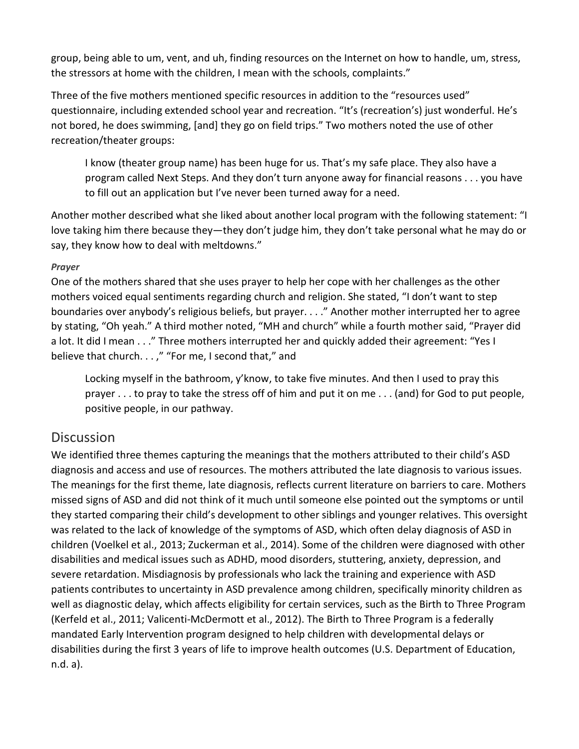group, being able to um, vent, and uh, finding resources on the Internet on how to handle, um, stress, the stressors at home with the children, I mean with the schools, complaints."

Three of the five mothers mentioned specific resources in addition to the "resources used" questionnaire, including extended school year and recreation. "It's (recreation's) just wonderful. He's not bored, he does swimming, [and] they go on field trips." Two mothers noted the use of other recreation/theater groups:

> I know (theater group name) has been huge for us. That's my safe place. They also have a program called Next Steps. And they don't turn anyone away for financial reasons . . . you have to fill out an application but I've never been turned away for a need.

Another mother described what she liked about another local program with the following statement: "I love taking him there because they—they don't judge him, they don't take personal what he may do or say, they know how to deal with meltdowns."

#### *Prayer*

One of the mothers shared that she uses prayer to help her cope with her challenges as the other mothers voiced equal sentiments regarding church and religion. She stated, "I don't want to step boundaries over anybody's religious beliefs, but prayer. . . ." Another mother interrupted her to agree by stating, "Oh yeah." A third mother noted, "MH and church" while a fourth mother said, "Prayer did a lot. It did I mean . . ." Three mothers interrupted her and quickly added their agreement: "Yes I believe that church. . . ," "For me, I second that," and

> Locking myself in the bathroom, y'know, to take five minutes. And then I used to pray this prayer . . . to pray to take the stress off of him and put it on me . . . (and) for God to put people, positive people, in our pathway.

## Discussion

We identified three themes capturing the meanings that the mothers attributed to their child's ASD diagnosis and access and use of resources. The mothers attributed the late diagnosis to various issues. The meanings for the first theme, late diagnosis, reflects current literature on barriers to care. Mothers missed signs of ASD and did not think of it much until someone else pointed out the symptoms or until they started comparing their child's development to other siblings and younger relatives. This oversight was related to the lack of knowledge of the symptoms of ASD, which often delay diagnosis of ASD in children (Voelkel et al., 2013; Zuckerman et al., 2014). Some of the children were diagnosed with other disabilities and medical issues such as ADHD, mood disorders, stuttering, anxiety, depression, and severe retardation. Misdiagnosis by professionals who lack the training and experience with ASD patients contributes to uncertainty in ASD prevalence among children, specifically minority children as well as diagnostic delay, which affects eligibility for certain services, such as the Birth to Three Program (Kerfeld et al., 2011; Valicenti-McDermott et al., 2012). The Birth to Three Program is a federally mandated Early Intervention program designed to help children with developmental delays or disabilities during the first 3 years of life to improve health outcomes (U.S. Department of Education, n.d. a).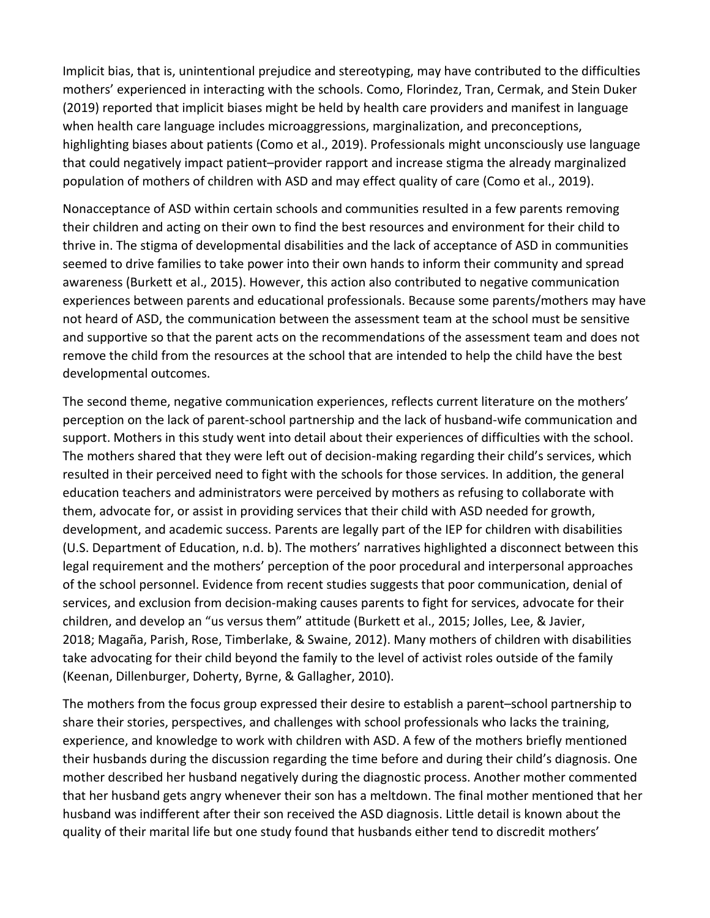Implicit bias, that is, unintentional prejudice and stereotyping, may have contributed to the difficulties mothers' experienced in interacting with the schools. Como, Florindez, Tran, Cermak, and Stein Duker (2019) reported that implicit biases might be held by health care providers and manifest in language when health care language includes microaggressions, marginalization, and preconceptions, highlighting biases about patients (Como et al., 2019). Professionals might unconsciously use language that could negatively impact patient–provider rapport and increase stigma the already marginalized population of mothers of children with ASD and may effect quality of care (Como et al., 2019).

Nonacceptance of ASD within certain schools and communities resulted in a few parents removing their children and acting on their own to find the best resources and environment for their child to thrive in. The stigma of developmental disabilities and the lack of acceptance of ASD in communities seemed to drive families to take power into their own hands to inform their community and spread awareness (Burkett et al., 2015). However, this action also contributed to negative communication experiences between parents and educational professionals. Because some parents/mothers may have not heard of ASD, the communication between the assessment team at the school must be sensitive and supportive so that the parent acts on the recommendations of the assessment team and does not remove the child from the resources at the school that are intended to help the child have the best developmental outcomes.

The second theme, negative communication experiences, reflects current literature on the mothers' perception on the lack of parent-school partnership and the lack of husband-wife communication and support. Mothers in this study went into detail about their experiences of difficulties with the school. The mothers shared that they were left out of decision-making regarding their child's services, which resulted in their perceived need to fight with the schools for those services. In addition, the general education teachers and administrators were perceived by mothers as refusing to collaborate with them, advocate for, or assist in providing services that their child with ASD needed for growth, development, and academic success. Parents are legally part of the IEP for children with disabilities (U.S. Department of Education, n.d. b). The mothers' narratives highlighted a disconnect between this legal requirement and the mothers' perception of the poor procedural and interpersonal approaches of the school personnel. Evidence from recent studies suggests that poor communication, denial of services, and exclusion from decision-making causes parents to fight for services, advocate for their children, and develop an "us versus them" attitude (Burkett et al., 2015; Jolles, Lee, & Javier, 2018; Magaña, Parish, Rose, Timberlake, & Swaine, 2012). Many mothers of children with disabilities take advocating for their child beyond the family to the level of activist roles outside of the family (Keenan, Dillenburger, Doherty, Byrne, & Gallagher, 2010).

The mothers from the focus group expressed their desire to establish a parent–school partnership to share their stories, perspectives, and challenges with school professionals who lacks the training, experience, and knowledge to work with children with ASD. A few of the mothers briefly mentioned their husbands during the discussion regarding the time before and during their child's diagnosis. One mother described her husband negatively during the diagnostic process. Another mother commented that her husband gets angry whenever their son has a meltdown. The final mother mentioned that her husband was indifferent after their son received the ASD diagnosis. Little detail is known about the quality of their marital life but one study found that husbands either tend to discredit mothers'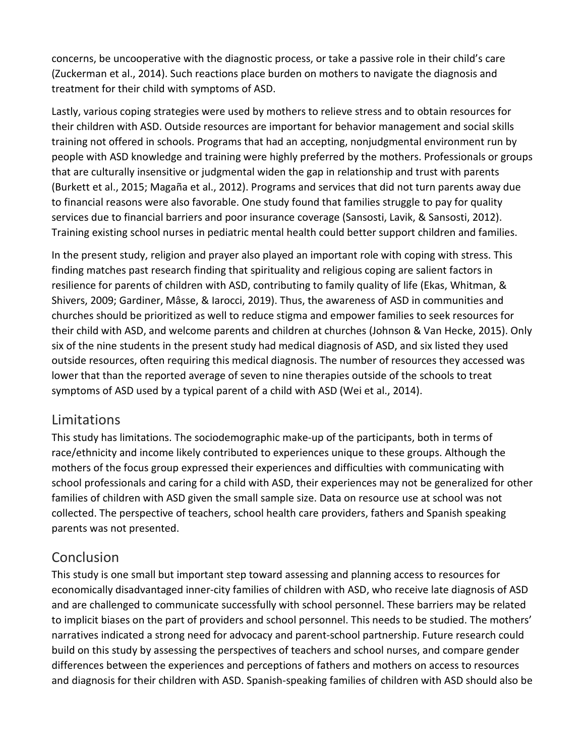concerns, be uncooperative with the diagnostic process, or take a passive role in their child's care (Zuckerman et al., 2014). Such reactions place burden on mothers to navigate the diagnosis and treatment for their child with symptoms of ASD.

Lastly, various coping strategies were used by mothers to relieve stress and to obtain resources for their children with ASD. Outside resources are important for behavior management and social skills training not offered in schools. Programs that had an accepting, nonjudgmental environment run by people with ASD knowledge and training were highly preferred by the mothers. Professionals or groups that are culturally insensitive or judgmental widen the gap in relationship and trust with parents (Burkett et al., 2015; Magaña et al., 2012). Programs and services that did not turn parents away due to financial reasons were also favorable. One study found that families struggle to pay for quality services due to financial barriers and poor insurance coverage (Sansosti, Lavik, & Sansosti, 2012). Training existing school nurses in pediatric mental health could better support children and families.

In the present study, religion and prayer also played an important role with coping with stress. This finding matches past research finding that spirituality and religious coping are salient factors in resilience for parents of children with ASD, contributing to family quality of life (Ekas, Whitman, & Shivers, 2009; Gardiner, Mâsse, & Iarocci, 2019). Thus, the awareness of ASD in communities and churches should be prioritized as well to reduce stigma and empower families to seek resources for their child with ASD, and welcome parents and children at churches (Johnson & Van Hecke, 2015). Only six of the nine students in the present study had medical diagnosis of ASD, and six listed they used outside resources, often requiring this medical diagnosis. The number of resources they accessed was lower that than the reported average of seven to nine therapies outside of the schools to treat symptoms of ASD used by a typical parent of a child with ASD (Wei et al., 2014).

## Limitations

This study has limitations. The sociodemographic make-up of the participants, both in terms of race/ethnicity and income likely contributed to experiences unique to these groups. Although the mothers of the focus group expressed their experiences and difficulties with communicating with school professionals and caring for a child with ASD, their experiences may not be generalized for other families of children with ASD given the small sample size. Data on resource use at school was not collected. The perspective of teachers, school health care providers, fathers and Spanish speaking parents was not presented.

## Conclusion

This study is one small but important step toward assessing and planning access to resources for economically disadvantaged inner-city families of children with ASD, who receive late diagnosis of ASD and are challenged to communicate successfully with school personnel. These barriers may be related to implicit biases on the part of providers and school personnel. This needs to be studied. The mothers' narratives indicated a strong need for advocacy and parent-school partnership. Future research could build on this study by assessing the perspectives of teachers and school nurses, and compare gender differences between the experiences and perceptions of fathers and mothers on access to resources and diagnosis for their children with ASD. Spanish-speaking families of children with ASD should also be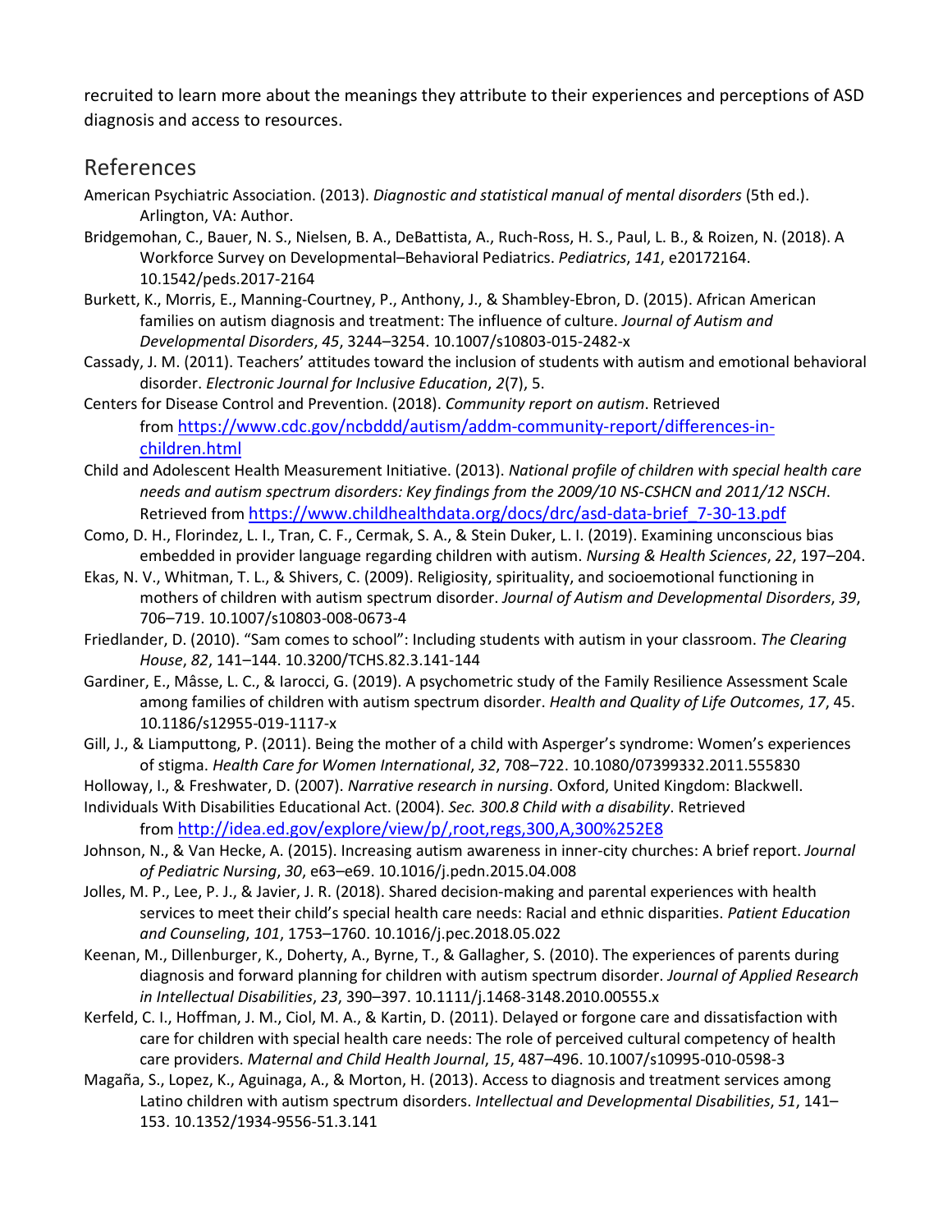recruited to learn more about the meanings they attribute to their experiences and perceptions of ASD diagnosis and access to resources.

## References

American Psychiatric Association. (2013). *Diagnostic and statistical manual of mental disorders* (5th ed.). Arlington, VA: Author.

Bridgemohan, C., Bauer, N. S., Nielsen, B. A., DeBattista, A., Ruch-Ross, H. S., Paul, L. B., & Roizen, N. (2018). A Workforce Survey on Developmental–Behavioral Pediatrics. *Pediatrics*, *141*, e20172164. 10.1542/peds.2017-2164

Burkett, K., Morris, E., Manning-Courtney, P., Anthony, J., & Shambley-Ebron, D. (2015). African American families on autism diagnosis and treatment: The influence of culture. *Journal of Autism and Developmental Disorders*, *45*, 3244–3254. 10.1007/s10803-015-2482-x

Cassady, J. M. (2011). Teachers' attitudes toward the inclusion of students with autism and emotional behavioral disorder. *Electronic Journal for Inclusive Education*, *2*(7), 5.

Centers for Disease Control and Prevention. (2018). *Community report on autism*. Retrieved from https://www.cdc.gov/ncbddd/autism/addm-community-report/differences-in-children.html

Child and Adolescent Health Measurement Initiative. (2013). *National profile of children with special health care needs and autism spectrum disorders: Key findings from the 2009/10 NS-CSHCN and 2011/12 NSCH*. Retrieved from https://www.childhealthdata.org/docs/drc/asd-data-brief_7-30-13.pdf

Como, D. H., Florindez, L. I., Tran, C. F., Cermak, S. A., & Stein Duker, L. I. (2019). Examining unconscious bias embedded in provider language regarding children with autism. *Nursing & Health Sciences*, *22*, 197–204.

Ekas, N. V., Whitman, T. L., & Shivers, C. (2009). Religiosity, spirituality, and socioemotional functioning in mothers of children with autism spectrum disorder. *Journal of Autism and Developmental Disorders*, *39*, 706–719. 10.1007/s10803-008-0673-4

Friedlander, D. (2010). "Sam comes to school": Including students with autism in your classroom. *The Clearing House*, *82*, 141–144. 10.3200/TCHS.82.3.141-144

Gardiner, E., Mâsse, L. C., & Iarocci, G. (2019). A psychometric study of the Family Resilience Assessment Scale among families of children with autism spectrum disorder. *Health and Quality of Life Outcomes*, *17*, 45. 10.1186/s12955-019-1117-x

Gill, J., & Liamputtong, P. (2011). Being the mother of a child with Asperger's syndrome: Women's experiences of stigma. *Health Care for Women International*, *32*, 708–722. 10.1080/07399332.2011.555830

Holloway, I., & Freshwater, D. (2007). *Narrative research in nursing*. Oxford, United Kingdom: Blackwell.

Individuals With Disabilities Educational Act. (2004). *Sec. 300.8 Child with a disability*. Retrieved from http://idea.ed.gov/explore/view/p/,root,regs,300,A,300%252E8

Johnson, N., & Van Hecke, A. (2015). Increasing autism awareness in inner-city churches: A brief report. *Journal of Pediatric Nursing*, *30*, e63–e69. 10.1016/j.pedn.2015.04.008

Jolles, M. P., Lee, P. J., & Javier, J. R. (2018). Shared decision-making and parental experiences with health services to meet their child's special health care needs: Racial and ethnic disparities. *Patient Education and Counseling*, *101*, 1753–1760. 10.1016/j.pec.2018.05.022

Keenan, M., Dillenburger, K., Doherty, A., Byrne, T., & Gallagher, S. (2010). The experiences of parents during diagnosis and forward planning for children with autism spectrum disorder. *Journal of Applied Research in Intellectual Disabilities*, *23*, 390–397. 10.1111/j.1468-3148.2010.00555.x

Kerfeld, C. I., Hoffman, J. M., Ciol, M. A., & Kartin, D. (2011). Delayed or forgone care and dissatisfaction with care for children with special health care needs: The role of perceived cultural competency of health care providers. *Maternal and Child Health Journal*, *15*, 487–496. 10.1007/s10995-010-0598-3

Magaña, S., Lopez, K., Aguinaga, A., & Morton, H. (2013). Access to diagnosis and treatment services among Latino children with autism spectrum disorders. *Intellectual and Developmental Disabilities*, *51*, 141–153. 10.1352/1934-9556-51.3.141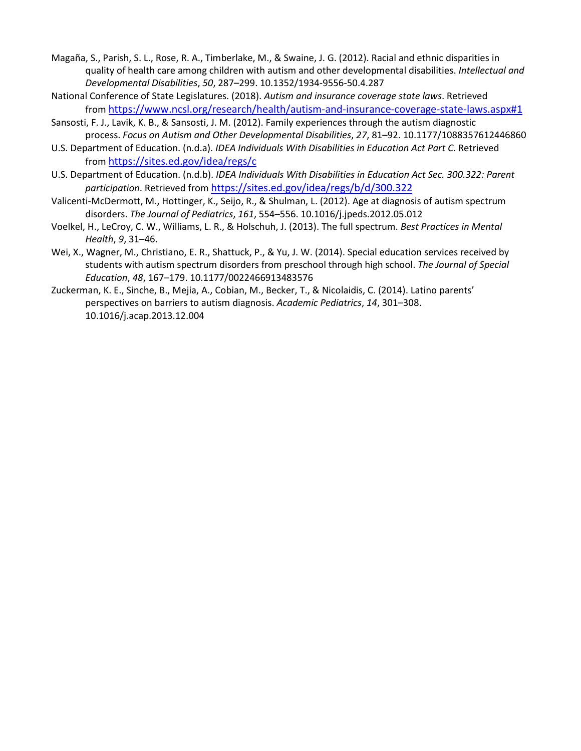Magaña, S., Parish, S. L., Rose, R. A., Timberlake, M., & Swaine, J. G. (2012). Racial and ethnic disparities in quality of health care among children with autism and other developmental disabilities. *Intellectual and Developmental Disabilities*, *50*, 287–299. 10.1352/1934-9556-50.4.287

National Conference of State Legislatures. (2018). *Autism and insurance coverage state laws*. Retrieved from https://www.ncsl.org/research/health/autism-and-insurance-coverage-state-laws.aspx#1

Sansosti, F. J., Lavik, K. B., & Sansosti, J. M. (2012). Family experiences through the autism diagnostic process. *Focus on Autism and Other Developmental Disabilities*, *27*, 81–92. 10.1177/1088357612446860

U.S. Department of Education. (n.d.a). *IDEA Individuals With Disabilities in Education Act Part C*. Retrieved from https://sites.ed.gov/idea/regs/c

U.S. Department of Education. (n.d.b). *IDEA Individuals With Disabilities in Education Act Sec. 300.322: Parent participation*. Retrieved from https://sites.ed.gov/idea/regs/b/d/300.322

Valicenti-McDermott, M., Hottinger, K., Seijo, R., & Shulman, L. (2012). Age at diagnosis of autism spectrum disorders. *The Journal of Pediatrics*, *161*, 554–556. 10.1016/j.jpeds.2012.05.012

Voelkel, H., LeCroy, C. W., Williams, L. R., & Holschuh, J. (2013). The full spectrum. *Best Practices in Mental Health*, *9*, 31–46.

Wei, X., Wagner, M., Christiano, E. R., Shattuck, P., & Yu, J. W. (2014). Special education services received by students with autism spectrum disorders from preschool through high school. *The Journal of Special Education*, *48*, 167–179. 10.1177/0022466913483576

Zuckerman, K. E., Sinche, B., Mejia, A., Cobian, M., Becker, T., & Nicolaidis, C. (2014). Latino parents' perspectives on barriers to autism diagnosis. *Academic Pediatrics*, *14*, 301–308. 10.1016/j.acap.2013.12.004